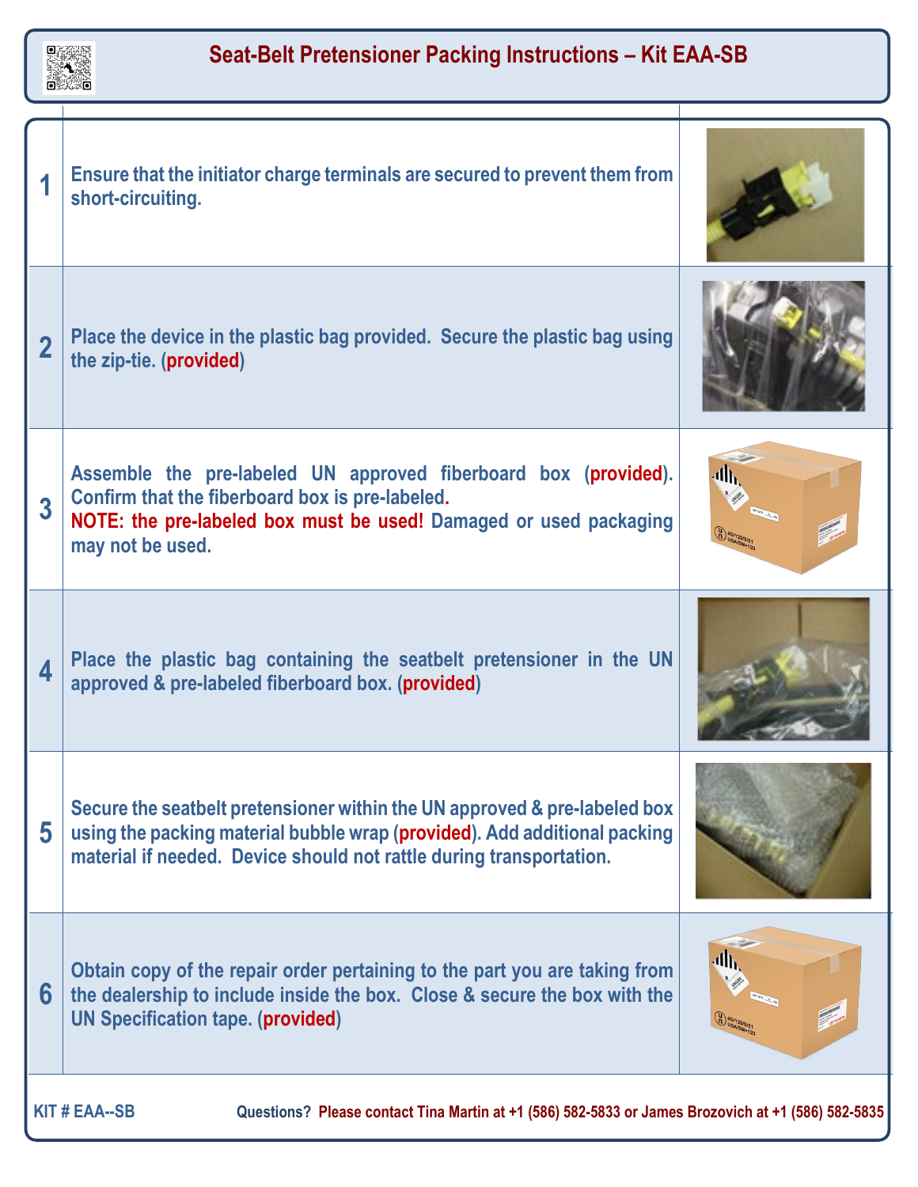# Seat-Belt Pretensioner Packing Instructions – Kit EAA-SB

| | | |
|---|---|---|
| 1 | Ensure that the initiator charge terminals are secured to prevent them from short-circuiting. | |
| 2 | Place the device in the plastic bag provided. Secure the plastic bag using the zip-tie. (**provided**) | |
| 3 | Assemble the pre-labeled UN approved fiberboard box (**provided**). Confirm that the fiberboard box is pre-labeled. **NOTE: the pre-labeled box must be used!** Damaged or used packaging may not be used. | |
| 4 | Place the plastic bag containing the seatbelt pretensioner in the UN approved & pre-labeled fiberboard box. (**provided**) | |
| 5 | Secure the seatbelt pretensioner within the UN approved & pre-labeled box using the packing material bubble wrap (**provided**). Add additional packing material if needed. Device should not rattle during transportation. | |
| 6 | Obtain copy of the repair order pertaining to the part you are taking from the dealership to include inside the box. Close & secure the box with the UN Specification tape. (**provided**) | |

KIT # EAA--SB

Questions? Please contact Tina Martin at +1 (586) 582-5833 or James Brozovich at +1 (586) 582-5835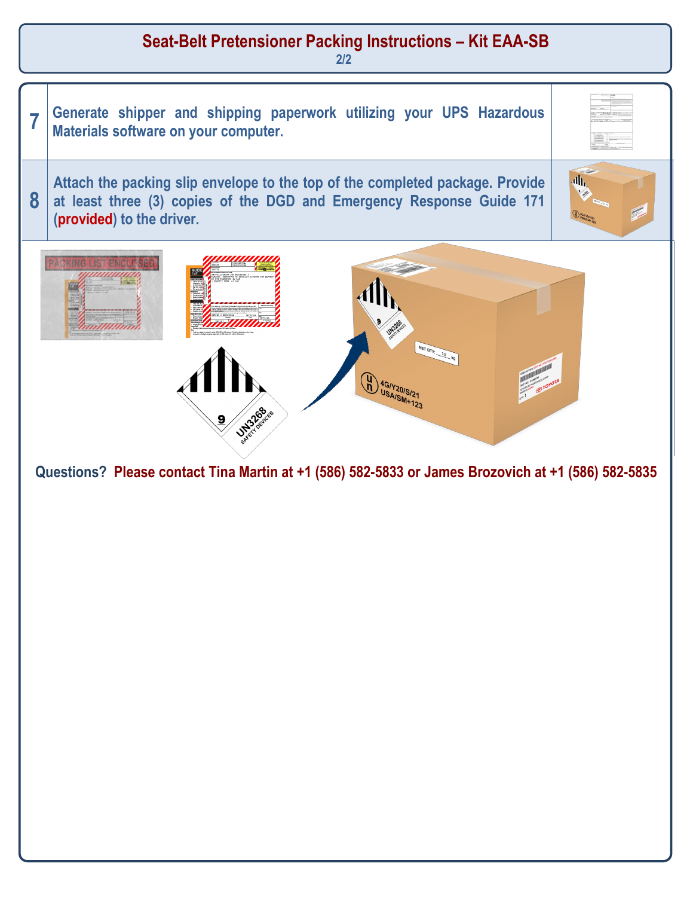# Seat-Belt Pretensioner Packing Instructions – Kit EAA-SB

| | |
|---|---|
| 7 | Generate shipper and shipping paperwork utilizing your UPS Hazardous Materials software on your computer. |
| 8 | Attach the packing slip envelope to the top of the completed package. Provide at least three (3) copies of the DGD and Emergency Response Guide 171 (**provided**) to the driver. |

**Questions? Please contact Tina Martin at +1 (586) 582-5833 or James Brozovich at +1 (586) 582-5835**